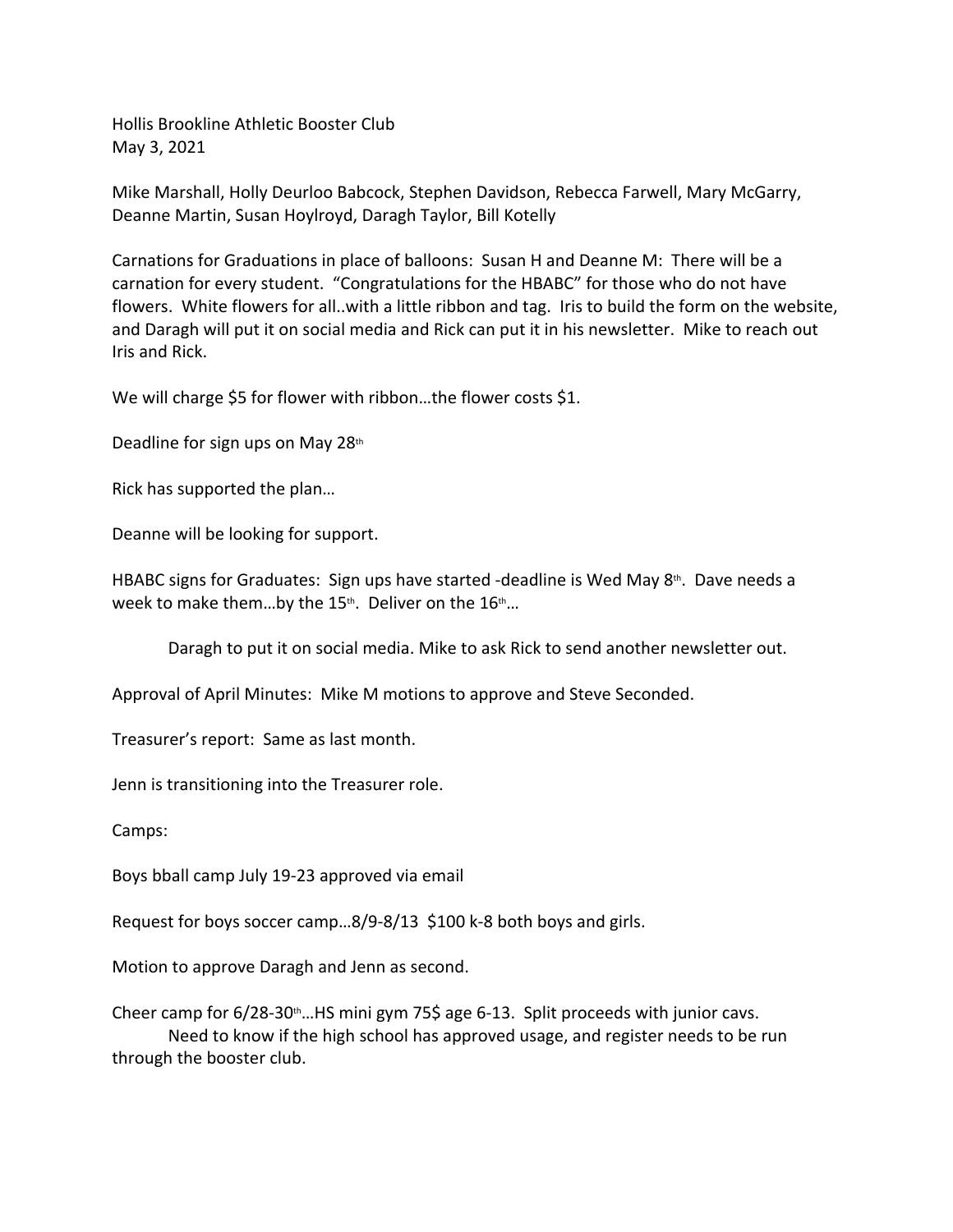Hollis Brookline Athletic Booster Club
May 3, 2021

Mike Marshall, Holly Deurloo Babcock, Stephen Davidson, Rebecca Farwell, Mary McGarry, Deanne Martin, Susan Hoylroyd, Daragh Taylor, Bill Kotelly

Carnations for Graduations in place of balloons: Susan H and Deanne M: There will be a carnation for every student. "Congratulations for the HBABC" for those who do not have flowers. White flowers for all..with a little ribbon and tag. Iris to build the form on the website, and Daragh will put it on social media and Rick can put it in his newsletter. Mike to reach out Iris and Rick.

We will charge $5 for flower with ribbon…the flower costs $1.

Deadline for sign ups on May 28th

Rick has supported the plan…

Deanne will be looking for support.

HBABC signs for Graduates: Sign ups have started -deadline is Wed May 8th. Dave needs a week to make them…by the 15th. Deliver on the 16th…

Daragh to put it on social media. Mike to ask Rick to send another newsletter out.

Approval of April Minutes: Mike M motions to approve and Steve Seconded.

Treasurer's report: Same as last month.

Jenn is transitioning into the Treasurer role.

Camps:

Boys bball camp July 19-23 approved via email

Request for boys soccer camp…8/9-8/13 $100 k-8 both boys and girls.

Motion to approve Daragh and Jenn as second.

Cheer camp for 6/28-30th…HS mini gym 75$ age 6-13. Split proceeds with junior cavs.

Need to know if the high school has approved usage, and register needs to be run through the booster club.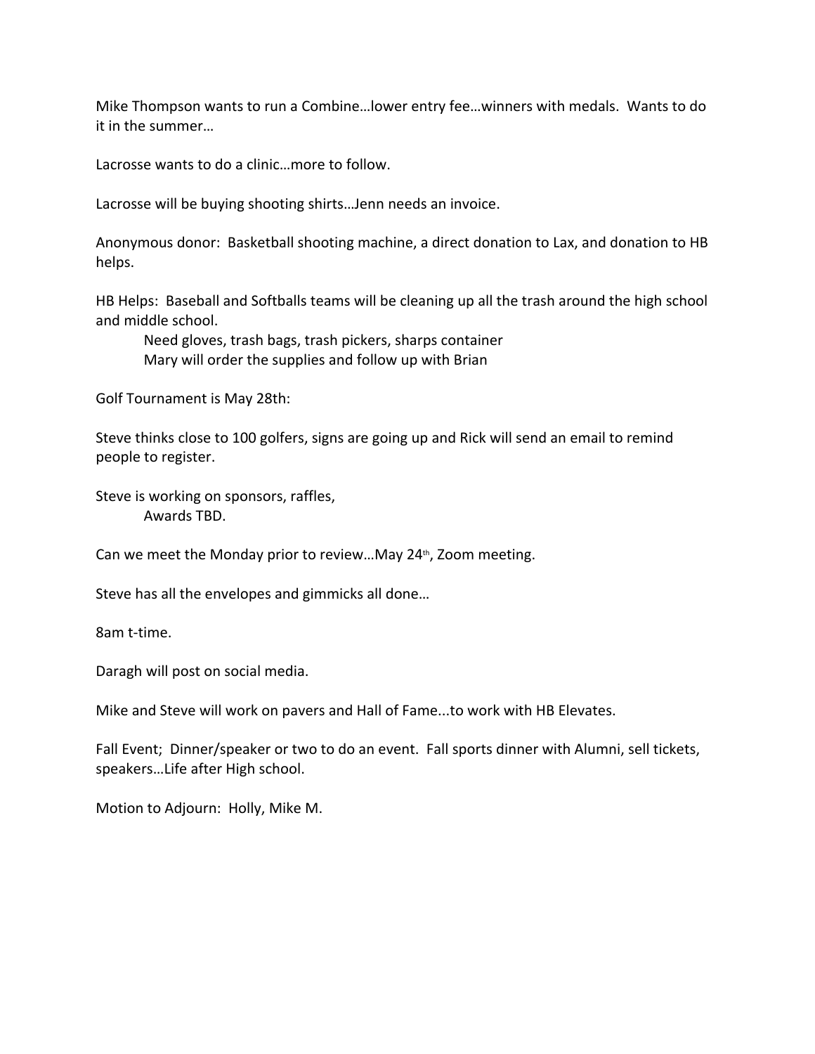Mike Thompson wants to run a Combine…lower entry fee…winners with medals.  Wants to do it in the summer…

Lacrosse wants to do a clinic…more to follow.

Lacrosse will be buying shooting shirts…Jenn needs an invoice.

Anonymous donor:  Basketball shooting machine, a direct donation to Lax, and donation to HB helps.

HB Helps:  Baseball and Softballs teams will be cleaning up all the trash around the high school and middle school.

Need gloves, trash bags, trash pickers, sharps container
Mary will order the supplies and follow up with Brian

Golf Tournament is May 28th:

Steve thinks close to 100 golfers, signs are going up and Rick will send an email to remind people to register.

Steve is working on sponsors, raffles,
Awards TBD.

Can we meet the Monday prior to review…May 24th, Zoom meeting.

Steve has all the envelopes and gimmicks all done…

8am t-time.

Daragh will post on social media.

Mike and Steve will work on pavers and Hall of Fame...to work with HB Elevates.

Fall Event;  Dinner/speaker or two to do an event.  Fall sports dinner with Alumni, sell tickets, speakers…Life after High school.

Motion to Adjourn:  Holly, Mike M.